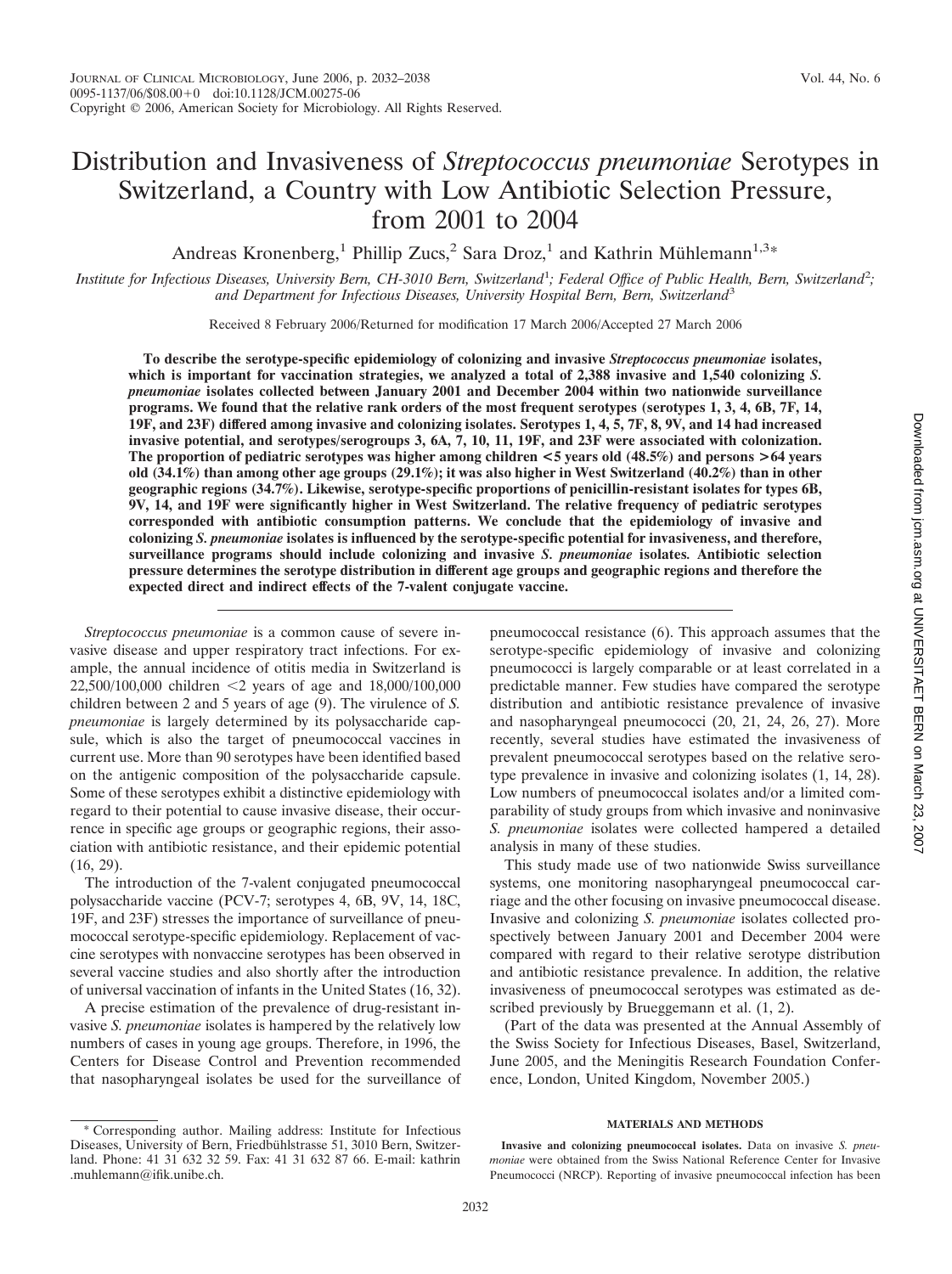# Distribution and Invasiveness of *Streptococcus pneumoniae* Serotypes in Switzerland, a Country with Low Antibiotic Selection Pressure, from 2001 to 2004

Andreas Kronenberg,[1] Phillip Zucs,[2] Sara Droz,[1] and Kathrin Mühlemann[1,3]*

*Institute for Infectious Diseases, University Bern, CH-3010 Bern, Switzerland[1]; Federal Office of Public Health, Bern, Switzerland[2]; and Department for Infectious Diseases, University Hospital Bern, Bern, Switzerland[3]*

Received 8 February 2006/Returned for modification 17 March 2006/Accepted 27 March 2006

**To describe the serotype-specific epidemiology of colonizing and invasive *Streptococcus pneumoniae* isolates, which is important for vaccination strategies, we analyzed a total of 2,388 invasive and 1,540 colonizing *S. pneumoniae* isolates collected between January 2001 and December 2004 within two nationwide surveillance programs. We found that the relative rank orders of the most frequent serotypes (serotypes 1, 3, 4, 6B, 7F, 14, 19F, and 23F) differed among invasive and colonizing isolates. Serotypes 1, 4, 5, 7F, 8, 9V, and 14 had increased invasive potential, and serotypes/serogroups 3, 6A, 7, 10, 11, 19F, and 23F were associated with colonization. The proportion of pediatric serotypes was higher among children <5 years old (48.5%) and persons >64 years old (34.1%) than among other age groups (29.1%); it was also higher in West Switzerland (40.2%) than in other geographic regions (34.7%). Likewise, serotype-specific proportions of penicillin-resistant isolates for types 6B, 9V, 14, and 19F were significantly higher in West Switzerland. The relative frequency of pediatric serotypes corresponded with antibiotic consumption patterns. We conclude that the epidemiology of invasive and colonizing *S. pneumoniae* isolates is influenced by the serotype-specific potential for invasiveness, and therefore, surveillance programs should include colonizing and invasive *S. pneumoniae* isolates. Antibiotic selection pressure determines the serotype distribution in different age groups and geographic regions and therefore the expected direct and indirect effects of the 7-valent conjugate vaccine.**

*Streptococcus pneumoniae* is a common cause of severe invasive disease and upper respiratory tract infections. For example, the annual incidence of otitis media in Switzerland is 22,500/100,000 children <2 years of age and 18,000/100,000 children between 2 and 5 years of age (9). The virulence of *S. pneumoniae* is largely determined by its polysaccharide capsule, which is also the target of pneumococcal vaccines in current use. More than 90 serotypes have been identified based on the antigenic composition of the polysaccharide capsule. Some of these serotypes exhibit a distinctive epidemiology with regard to their potential to cause invasive disease, their occurrence in specific age groups or geographic regions, their association with antibiotic resistance, and their epidemic potential (16, 29).

The introduction of the 7-valent conjugated pneumococcal polysaccharide vaccine (PCV-7; serotypes 4, 6B, 9V, 14, 18C, 19F, and 23F) stresses the importance of surveillance of pneumococcal serotype-specific epidemiology. Replacement of vaccine serotypes with nonvaccine serotypes has been observed in several vaccine studies and also shortly after the introduction of universal vaccination of infants in the United States (16, 32).

A precise estimation of the prevalence of drug-resistant invasive *S. pneumoniae* isolates is hampered by the relatively low numbers of cases in young age groups. Therefore, in 1996, the Centers for Disease Control and Prevention recommended that nasopharyngeal isolates be used for the surveillance of pneumococcal resistance (6). This approach assumes that the serotype-specific epidemiology of invasive and colonizing pneumococci is largely comparable or at least correlated in a predictable manner. Few studies have compared the serotype distribution and antibiotic resistance prevalence of invasive and nasopharyngeal pneumococci (20, 21, 24, 26, 27). More recently, several studies have estimated the invasiveness of prevalent pneumococcal serotypes based on the relative serotype prevalence in invasive and colonizing isolates (1, 14, 28). Low numbers of pneumococcal isolates and/or a limited comparability of study groups from which invasive and noninvasive *S. pneumoniae* isolates were collected hampered a detailed analysis in many of these studies.

This study made use of two nationwide Swiss surveillance systems, one monitoring nasopharyngeal pneumococcal carriage and the other focusing on invasive pneumococcal disease. Invasive and colonizing *S. pneumoniae* isolates collected prospectively between January 2001 and December 2004 were compared with regard to their relative serotype distribution and antibiotic resistance prevalence. In addition, the relative invasiveness of pneumococcal serotypes was estimated as described previously by Brueggemann et al. (1, 2).

(Part of the data was presented at the Annual Assembly of the Swiss Society for Infectious Diseases, Basel, Switzerland, June 2005, and the Meningitis Research Foundation Conference, London, United Kingdom, November 2005.)

## MATERIALS AND METHODS

**Invasive and colonizing pneumococcal isolates.** Data on invasive *S. pneumoniae* were obtained from the Swiss National Reference Center for Invasive Pneumococci (NRCP). Reporting of invasive pneumococcal infection has been

\* Corresponding author. Mailing address: Institute for Infectious Diseases, University of Bern, Friedbühlstrasse 51, 3010 Bern, Switzerland. Phone: 41 31 632 32 59. Fax: 41 31 632 87 66. E-mail: kathrin.muhlemann@ifik.unibe.ch.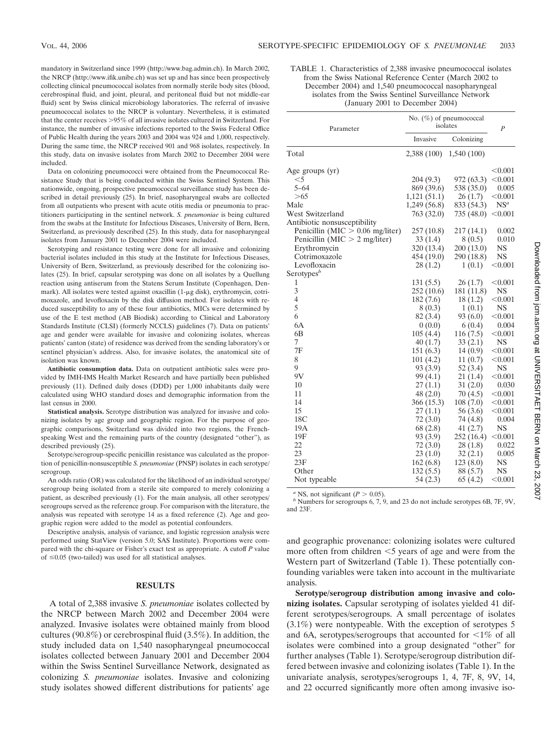mandatory in Switzerland since 1999 (http://www.bag.admin.ch). In March 2002, the NRCP (http://www.ifik.unibe.ch) was set up and has since been prospectively collecting clinical pneumococcal isolates from normally sterile body sites (blood, cerebrospinal fluid, and joint, pleural, and peritoneal fluid but not middle-ear fluid) sent by Swiss clinical microbiology laboratories. The referral of invasive pneumococcal isolates to the NRCP is voluntary. Nevertheless, it is estimated that the center receives >95% of all invasive isolates cultured in Switzerland. For instance, the number of invasive infections reported to the Swiss Federal Office of Public Health during the years 2003 and 2004 was 924 and 1,000, respectively. During the same time, the NRCP received 901 and 968 isolates, respectively. In this study, data on invasive isolates from March 2002 to December 2004 were included.

Data on colonizing pneumococci were obtained from the Pneumococcal Resistance Study that is being conducted within the Swiss Sentinel System. This nationwide, ongoing, prospective pneumococcal surveillance study has been described in detail previously (25). In brief, nasopharyngeal swabs are collected from all outpatients who present with acute otitis media or pneumonia to practitioners participating in the sentinel network. *S. pneumoniae* is being cultured from the swabs at the Institute for Infectious Diseases, University of Bern, Bern, Switzerland, as previously described (25). In this study, data for nasopharyngeal isolates from January 2001 to December 2004 were included.

Serotyping and resistance testing were done for all invasive and colonizing bacterial isolates included in this study at the Institute for Infectious Diseases, University of Bern, Switzerland, as previously described for the colonizing isolates (25). In brief, capsular serotyping was done on all isolates by a Quellung reaction using antiserum from the Statens Serum Institute (Copenhagen, Denmark). All isolates were tested against oxacillin (1-μg disk), erythromycin, cotrimoxazole, and levofloxacin by the disk diffusion method. For isolates with reduced susceptibility to any of these four antibiotics, MICs were determined by use of the E test method (AB Biodisk) according to Clinical and Laboratory Standards Institute (CLSI) (formerly NCCLS) guidelines (7). Data on patients' age and gender were available for invasive and colonizing isolates, whereas patients' canton (state) of residence was derived from the sending laboratory's or sentinel physician's address. Also, for invasive isolates, the anatomical site of isolation was known.

**Antibiotic consumption data.** Data on outpatient antibiotic sales were provided by IMH-IMS Health Market Research and have partially been published previously (11). Defined daily doses (DDD) per 1,000 inhabitants daily were calculated using WHO standard doses and demographic information from the last census in 2000.

**Statistical analysis.** Serotype distribution was analyzed for invasive and colonizing isolates by age group and geographic region. For the purpose of geographic comparisons, Switzerland was divided into two regions, the French-speaking West and the remaining parts of the country (designated "other"), as described previously (25).

Serotype/serogroup-specific penicillin resistance was calculated as the proportion of penicillin-nonsusceptible *S. pneumoniae* (PNSP) isolates in each serotype/serogroup.

An odds ratio (OR) was calculated for the likelihood of an individual serotype/serogroup being isolated from a sterile site compared to merely colonizing a patient, as described previously (1). For the main analysis, all other serotypes/serogroups served as the reference group. For comparison with the literature, the analysis was repeated with serotype 14 as a fixed reference (2). Age and geographic region were added to the model as potential confounders.

Descriptive analysis, analysis of variance, and logistic regression analysis were performed using StatView (version 5.0; SAS Institute). Proportions were compared with the chi-square or Fisher's exact test as appropriate. A cutoff *P* value of ≤0.05 (two-tailed) was used for all statistical analyses.

## RESULTS

A total of 2,388 invasive *S. pneumoniae* isolates collected by the NRCP between March 2002 and December 2004 were analyzed. Invasive isolates were obtained mainly from blood cultures (90.8%) or cerebrospinal fluid (3.5%). In addition, the study included data on 1,540 nasopharyngeal pneumococcal isolates collected between January 2001 and December 2004 within the Swiss Sentinel Surveillance Network, designated as colonizing *S. pneumoniae* isolates. Invasive and colonizing study isolates showed different distributions for patients' age and geographic provenance: colonizing isolates were cultured more often from children <5 years of age and were from the Western part of Switzerland (Table 1). These potentially confounding variables were taken into account in the multivariate analysis.

TABLE 1. Characteristics of 2,388 invasive pneumococcal isolates from the Swiss National Reference Center (March 2002 to December 2004) and 1,540 pneumococcal nasopharyngeal isolates from the Swiss Sentinel Surveillance Network (January 2001 to December 2004)

| Parameter | No. (%) of pneumococcal isolates | | *P* |
|---|---|---|---|
| | Invasive | Colonizing | |
| Total | 2,388 (100) | 1,540 (100) | |
| Age groups (yr) | | | <0.001 |
| <5 | 204 (9.3) | 972 (63.3) | <0.001 |
| 5–64 | 869 (39.6) | 538 (35.0) | 0.005 |
| >65 | 1,121 (51.1) | 26 (1.7) | <0.001 |
| Male | 1,249 (56.8) | 833 (54.3) | NS[a] |
| West Switzerland | 763 (32.0) | 735 (48.0) | <0.001 |
| Antibiotic nonsusceptibility | | | |
| Penicillin (MIC > 0.06 mg/liter) | 257 (10.8) | 217 (14.1) | 0.002 |
| Penicillin (MIC > 2 mg/liter) | 33 (1.4) | 8 (0.5) | 0.010 |
| Erythromycin | 320 (13.4) | 200 (13.0) | NS |
| Cotrimoxazole | 454 (19.0) | 290 (18.8) | NS |
| Levofloxacin | 28 (1.2) | 1 (0.1) | <0.001 |
| Serotypes[b] | | | |
| 1 | 131 (5.5) | 26 (1.7) | <0.001 |
| 3 | 252 (10.6) | 181 (11.8) | NS |
| 4 | 182 (7.6) | 18 (1.2) | <0.001 |
| 5 | 8 (0.3) | 1 (0.1) | NS |
| 6 | 82 (3.4) | 93 (6.0) | <0.001 |
| 6A | 0 (0.0) | 6 (0.4) | 0.004 |
| 6B | 105 (4.4) | 116 (7.5) | <0.001 |
| 7 | 40 (1.7) | 33 (2.1) | NS |
| 7F | 151 (6.3) | 14 (0.9) | <0.001 |
| 8 | 101 (4.2) | 11 (0.7) | <0.001 |
| 9 | 93 (3.9) | 52 (3.4) | NS |
| 9V | 99 (4.1) | 21 (1.4) | <0.001 |
| 10 | 27 (1.1) | 31 (2.0) | 0.030 |
| 11 | 48 (2.0) | 70 (4.5) | <0.001 |
| 14 | 366 (15.3) | 108 (7.0) | <0.001 |
| 15 | 27 (1.1) | 56 (3.6) | <0.001 |
| 18C | 72 (3.0) | 74 (4.8) | 0.004 |
| 19A | 68 (2.8) | 41 (2.7) | NS |
| 19F | 93 (3.9) | 252 (16.4) | <0.001 |
| 22 | 72 (3.0) | 28 (1.8) | 0.022 |
| 23 | 23 (1.0) | 32 (2.1) | 0.005 |
| 23F | 162 (6.8) | 123 (8.0) | NS |
| Other | 132 (5.5) | 88 (5.7) | NS |
| Not typeable | 54 (2.3) | 65 (4.2) | <0.001 |

[a] NS, not significant ($P > 0.05$).
[b] Numbers for serogroups 6, 7, 9, and 23 do not include serotypes 6B, 7F, 9V, and 23F.

**Serotype/serogroup distribution among invasive and colonizing isolates.** Capsular serotyping of isolates yielded 41 different serotypes/serogroups. A small percentage of isolates (3.1%) were nontypeable. With the exception of serotypes 5 and 6A, serotypes/serogroups that accounted for <1% of all isolates were combined into a group designated "other" for further analyses (Table 1). Serotype/serogroup distribution differed between invasive and colonizing isolates (Table 1). In the univariate analysis, serotypes/serogroups 1, 4, 7F, 8, 9V, 14, and 22 occurred significantly more often among invasive iso-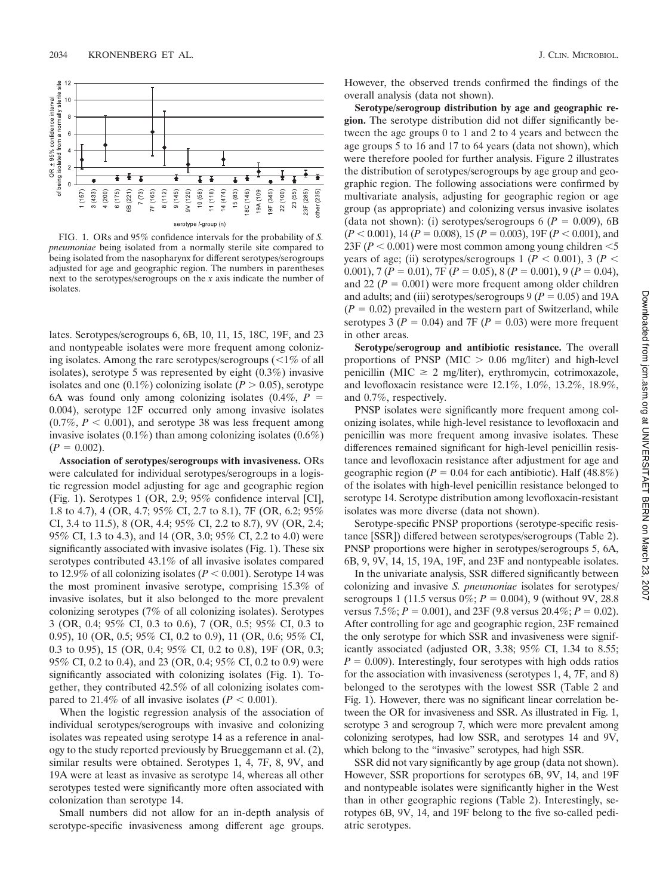FIG. 1. ORs and 95% confidence intervals for the probability of *S. pneumoniae* being isolated from a normally sterile site compared to being isolated from the nasopharynx for different serotypes/serogroups adjusted for age and geographic region. The numbers in parentheses next to the serotypes/serogroups on the *x* axis indicate the number of isolates.

lates. Serotypes/serogroups 6, 6B, 10, 11, 15, 18C, 19F, and 23 and nontypeable isolates were more frequent among colonizing isolates. Among the rare serotypes/serogroups (<1% of all isolates), serotype 5 was represented by eight (0.3%) invasive isolates and one (0.1%) colonizing isolate ($P > 0.05$), serotype 6A was found only among colonizing isolates (0.4%, $P = 0.004$), serotype 12F occurred only among invasive isolates (0.7%, $P < 0.001$), and serotype 38 was less frequent among invasive isolates (0.1%) than among colonizing isolates (0.6%) ($P = 0.002$).

**Association of serotypes/serogroups with invasiveness.** ORs were calculated for individual serotypes/serogroups in a logistic regression model adjusting for age and geographic region (Fig. 1). Serotypes 1 (OR, 2.9; 95% confidence interval [CI], 1.8 to 4.7), 4 (OR, 4.7; 95% CI, 2.7 to 8.1), 7F (OR, 6.2; 95% CI, 3.4 to 11.5), 8 (OR, 4.4; 95% CI, 2.2 to 8.7), 9V (OR, 2.4; 95% CI, 1.3 to 4.3), and 14 (OR, 3.0; 95% CI, 2.2 to 4.0) were significantly associated with invasive isolates (Fig. 1). These six serotypes contributed 43.1% of all invasive isolates compared to 12.9% of all colonizing isolates ($P < 0.001$). Serotype 14 was the most prominent invasive serotype, comprising 15.3% of invasive isolates, but it also belonged to the more prevalent colonizing serotypes (7% of all colonizing isolates). Serotypes 3 (OR, 0.4; 95% CI, 0.3 to 0.6), 7 (OR, 0.5; 95% CI, 0.3 to 0.95), 10 (OR, 0.5; 95% CI, 0.2 to 0.9), 11 (OR, 0.6; 95% CI, 0.3 to 0.95), 15 (OR, 0.4; 95% CI, 0.2 to 0.8), 19F (OR, 0.3; 95% CI, 0.2 to 0.4), and 23 (OR, 0.4; 95% CI, 0.2 to 0.9) were significantly associated with colonizing isolates (Fig. 1). Together, they contributed 42.5% of all colonizing isolates compared to 21.4% of all invasive isolates ($P < 0.001$).

When the logistic regression analysis of the association of individual serotypes/serogroups with invasive and colonizing isolates was repeated using serotype 14 as a reference in analogy to the study reported previously by Brueggemann et al. (2), similar results were obtained. Serotypes 1, 4, 7F, 8, 9V, and 19A were at least as invasive as serotype 14, whereas all other serotypes tested were significantly more often associated with colonization than serotype 14.

Small numbers did not allow for an in-depth analysis of serotype-specific invasiveness among different age groups. However, the observed trends confirmed the findings of the overall analysis (data not shown).

**Serotype/serogroup distribution by age and geographic region.** The serotype distribution did not differ significantly between the age groups 0 to 1 and 2 to 4 years and between the age groups 5 to 16 and 17 to 64 years (data not shown), which were therefore pooled for further analysis. Figure 2 illustrates the distribution of serotypes/serogroups by age group and geographic region. The following associations were confirmed by multivariate analysis, adjusting for geographic region or age group (as appropriate) and colonizing versus invasive isolates (data not shown): (i) serotypes/serogroups 6 ($P = 0.009$), 6B ($P < 0.001$), 14 ($P = 0.008$), 15 ($P = 0.003$), 19F ($P < 0.001$), and 23F ($P < 0.001$) were most common among young children <5 years of age; (ii) serotypes/serogroups 1 ($P < 0.001$), 3 ($P < 0.001$), 7 ($P = 0.01$), 7F ($P = 0.05$), 8 ($P = 0.001$), 9 ($P = 0.04$), and 22 ($P = 0.001$) were more frequent among older children and adults; and (iii) serotypes/serogroups 9 ($P = 0.05$) and 19A ($P = 0.02$) prevailed in the western part of Switzerland, while serotypes 3 ($P = 0.04$) and 7F ($P = 0.03$) were more frequent in other areas.

**Serotype/serogroup and antibiotic resistance.** The overall proportions of PNSP (MIC > 0.06 mg/liter) and high-level penicillin (MIC ≥ 2 mg/liter), erythromycin, cotrimoxazole, and levofloxacin resistance were 12.1%, 1.0%, 13.2%, 18.9%, and 0.7%, respectively.

PNSP isolates were significantly more frequent among colonizing isolates, while high-level resistance to levofloxacin and penicillin was more frequent among invasive isolates. These differences remained significant for high-level penicillin resistance and levofloxacin resistance after adjustment for age and geographic region ($P = 0.04$ for each antibiotic). Half (48.8%) of the isolates with high-level penicillin resistance belonged to serotype 14. Serotype distribution among levofloxacin-resistant isolates was more diverse (data not shown).

Serotype-specific PNSP proportions (serotype-specific resistance [SSR]) differed between serotypes/serogroups (Table 2). PNSP proportions were higher in serotypes/serogroups 5, 6A, 6B, 9, 9V, 14, 15, 19A, 19F, and 23F and nontypeable isolates.

In the univariate analysis, SSR differed significantly between colonizing and invasive *S. pneumoniae* isolates for serotypes/serogroups 1 (11.5 versus 0%; $P = 0.004$), 9 (without 9V, 28.8 versus 7.5%; $P = 0.001$), and 23F (9.8 versus 20.4%; $P = 0.02$). After controlling for age and geographic region, 23F remained the only serotype for which SSR and invasiveness were significantly associated (adjusted OR, 3.38; 95% CI, 1.34 to 8.55; $P = 0.009$). Interestingly, four serotypes with high odds ratios for the association with invasiveness (serotypes 1, 4, 7F, and 8) belonged to the serotypes with the lowest SSR (Table 2 and Fig. 1). However, there was no significant linear correlation between the OR for invasiveness and SSR. As illustrated in Fig. 1, serotype 3 and serogroup 7, which were more prevalent among colonizing serotypes, had low SSR, and serotypes 14 and 9V, which belong to the "invasive" serotypes, had high SSR.

SSR did not vary significantly by age group (data not shown). However, SSR proportions for serotypes 6B, 9V, 14, and 19F and nontypeable isolates were significantly higher in the West than in other geographic regions (Table 2). Interestingly, serotypes 6B, 9V, 14, and 19F belong to the five so-called pediatric serotypes.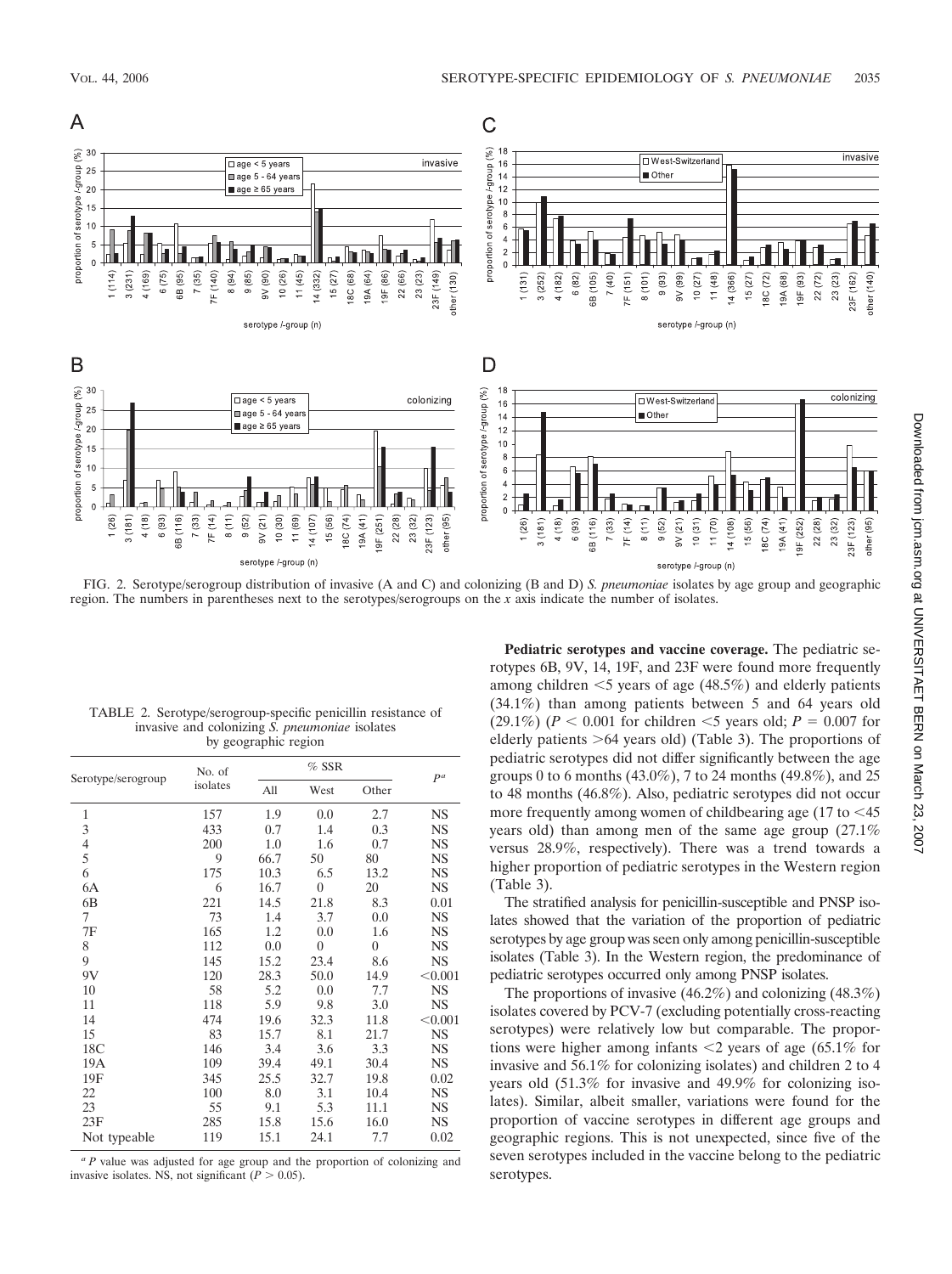FIG. 2. Serotype/serogroup distribution of invasive (A and C) and colonizing (B and D) *S. pneumoniae* isolates by age group and geographic region. The numbers in parentheses next to the serotypes/serogroups on the *x* axis indicate the number of isolates.

TABLE 2. Serotype/serogroup-specific penicillin resistance of invasive and colonizing *S. pneumoniae* isolates by geographic region

| Serotype/serogroup | No. of isolates | % SSR | | | $P^a$ |
|---|---|---|---|---|---|
| | | All | West | Other | |
| 1 | 157 | 1.9 | 0.0 | 2.7 | NS |
| 3 | 433 | 0.7 | 1.4 | 0.3 | NS |
| 4 | 200 | 1.0 | 1.6 | 0.7 | NS |
| 5 | 9 | 66.7 | 50 | 80 | NS |
| 6 | 175 | 10.3 | 6.5 | 13.2 | NS |
| 6A | 6 | 16.7 | 0 | 20 | NS |
| 6B | 221 | 14.5 | 21.8 | 8.3 | 0.01 |
| 7 | 73 | 1.4 | 3.7 | 0.0 | NS |
| 7F | 165 | 1.2 | 0.0 | 1.6 | NS |
| 8 | 112 | 0.0 | 0 | 0 | NS |
| 9 | 145 | 15.2 | 23.4 | 8.6 | NS |
| 9V | 120 | 28.3 | 50.0 | 14.9 | <0.001 |
| 10 | 58 | 5.2 | 0.0 | 7.7 | NS |
| 11 | 118 | 5.9 | 9.8 | 3.0 | NS |
| 14 | 474 | 19.6 | 32.3 | 11.8 | <0.001 |
| 15 | 83 | 15.7 | 8.1 | 21.7 | NS |
| 18C | 146 | 3.4 | 3.6 | 3.3 | NS |
| 19A | 109 | 39.4 | 49.1 | 30.4 | NS |
| 19F | 345 | 25.5 | 32.7 | 19.8 | 0.02 |
| 22 | 100 | 8.0 | 3.1 | 10.4 | NS |
| 23 | 55 | 9.1 | 5.3 | 11.1 | NS |
| 23F | 285 | 15.8 | 15.6 | 16.0 | NS |
| Not typeable | 119 | 15.1 | 24.1 | 7.7 | 0.02 |

[a] *P* value was adjusted for age group and the proportion of colonizing and invasive isolates. NS, not significant ($P > 0.05$).

**Pediatric serotypes and vaccine coverage.** The pediatric serotypes 6B, 9V, 14, 19F, and 23F were found more frequently among children <5 years of age (48.5%) and elderly patients (34.1%) than among patients between 5 and 64 years old (29.1%) ($P < 0.001$ for children <5 years old; $P = 0.007$ for elderly patients >64 years old) (Table 3). The proportions of pediatric serotypes did not differ significantly between the age groups 0 to 6 months (43.0%), 7 to 24 months (49.8%), and 25 to 48 months (46.8%). Also, pediatric serotypes did not occur more frequently among women of childbearing age (17 to <45 years old) than among men of the same age group (27.1% versus 28.9%, respectively). There was a trend towards a higher proportion of pediatric serotypes in the Western region (Table 3).

The stratified analysis for penicillin-susceptible and PNSP isolates showed that the variation of the proportion of pediatric serotypes by age group was seen only among penicillin-susceptible isolates (Table 3). In the Western region, the predominance of pediatric serotypes occurred only among PNSP isolates.

The proportions of invasive (46.2%) and colonizing (48.3%) isolates covered by PCV-7 (excluding potentially cross-reacting serotypes) were relatively low but comparable. The proportions were higher among infants <2 years of age (65.1% for invasive and 56.1% for colonizing isolates) and children 2 to 4 years old (51.3% for invasive and 49.9% for colonizing isolates). Similar, albeit smaller, variations were found for the proportion of vaccine serotypes in different age groups and geographic regions. This is not unexpected, since five of the seven serotypes included in the vaccine belong to the pediatric serotypes.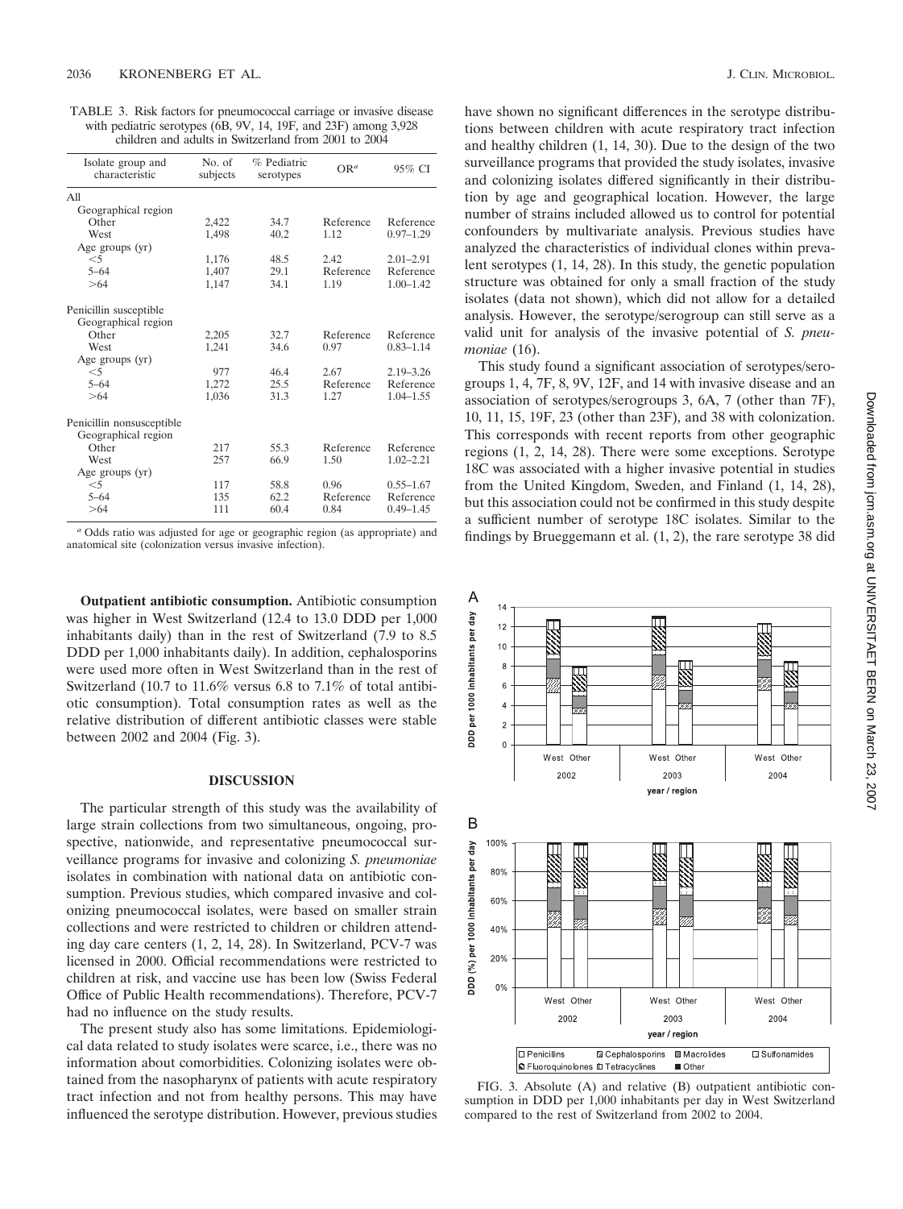TABLE 3. Risk factors for pneumococcal carriage or invasive disease with pediatric serotypes (6B, 9V, 14, 19F, and 23F) among 3,928 children and adults in Switzerland from 2001 to 2004

| Isolate group and characteristic | No. of subjects | % Pediatric serotypes | OR[a] | 95% CI |
|---|---|---|---|---|
| All | | | | |
| Geographical region | | | | |
| Other | 2,422 | 34.7 | Reference | Reference |
| West | 1,498 | 40.2 | 1.12 | 0.97–1.29 |
| Age groups (yr) | | | | |
| <5 | 1,176 | 48.5 | 2.42 | 2.01–2.91 |
| 5–64 | 1,407 | 29.1 | Reference | Reference |
| >64 | 1,147 | 34.1 | 1.19 | 1.00–1.42 |
| Penicillin susceptible | | | | |
| Geographical region | | | | |
| Other | 2,205 | 32.7 | Reference | Reference |
| West | 1,241 | 34.6 | 0.97 | 0.83–1.14 |
| Age groups (yr) | | | | |
| <5 | 977 | 46.4 | 2.67 | 2.19–3.26 |
| 5–64 | 1,272 | 25.5 | Reference | Reference |
| >64 | 1,036 | 31.3 | 1.27 | 1.04–1.55 |
| Penicillin nonsusceptible | | | | |
| Geographical region | | | | |
| Other | 217 | 55.3 | Reference | Reference |
| West | 257 | 66.9 | 1.50 | 1.02–2.21 |
| Age groups (yr) | | | | |
| <5 | 117 | 58.8 | 0.96 | 0.55–1.67 |
| 5–64 | 135 | 62.2 | Reference | Reference |
| >64 | 111 | 60.4 | 0.84 | 0.49–1.45 |

[a] Odds ratio was adjusted for age or geographic region (as appropriate) and anatomical site (colonization versus invasive infection).

**Outpatient antibiotic consumption.** Antibiotic consumption was higher in West Switzerland (12.4 to 13.0 DDD per 1,000 inhabitants daily) than in the rest of Switzerland (7.9 to 8.5 DDD per 1,000 inhabitants daily). In addition, cephalosporins were used more often in West Switzerland than in the rest of Switzerland (10.7 to 11.6% versus 6.8 to 7.1% of total antibiotic consumption). Total consumption rates as well as the relative distribution of different antibiotic classes were stable between 2002 and 2004 (Fig. 3).

## DISCUSSION

The particular strength of this study was the availability of large strain collections from two simultaneous, ongoing, prospective, nationwide, and representative pneumococcal surveillance programs for invasive and colonizing *S. pneumoniae* isolates in combination with national data on antibiotic consumption. Previous studies, which compared invasive and colonizing pneumococcal isolates, were based on smaller strain collections and were restricted to children or children attending day care centers (1, 2, 14, 28). In Switzerland, PCV-7 was licensed in 2000. Official recommendations were restricted to children at risk, and vaccine use has been low (Swiss Federal Office of Public Health recommendations). Therefore, PCV-7 had no influence on the study results.

The present study also has some limitations. Epidemiological data related to study isolates were scarce, i.e., there was no information about comorbidities. Colonizing isolates were obtained from the nasopharynx of patients with acute respiratory tract infection and not from healthy persons. This may have influenced the serotype distribution. However, previous studies have shown no significant differences in the serotype distributions between children with acute respiratory tract infection and healthy children (1, 14, 30). Due to the design of the two surveillance programs that provided the study isolates, invasive and colonizing isolates differed significantly in their distribution by age and geographical location. However, the large number of strains included allowed us to control for potential confounders by multivariate analysis. Previous studies have analyzed the characteristics of individual clones within prevalent serotypes (1, 14, 28). In this study, the genetic population structure was obtained for only a small fraction of the study isolates (data not shown), which did not allow for a detailed analysis. However, the serotype/serogroup can still serve as a valid unit for analysis of the invasive potential of *S. pneumoniae* (16).

This study found a significant association of serotypes/serogroups 1, 4, 7F, 8, 9V, 12F, and 14 with invasive disease and an association of serotypes/serogroups 3, 6A, 7 (other than 7F), 10, 11, 15, 19F, 23 (other than 23F), and 38 with colonization. This corresponds with recent reports from other geographic regions (1, 2, 14, 28). There were some exceptions. Serotype 18C was associated with a higher invasive potential in studies from the United Kingdom, Sweden, and Finland (1, 14, 28), but this association could not be confirmed in this study despite a sufficient number of serotype 18C isolates. Similar to the findings by Brueggemann et al. (1, 2), the rare serotype 38 did

FIG. 3. Absolute (A) and relative (B) outpatient antibiotic consumption in DDD per 1,000 inhabitants per day in West Switzerland compared to the rest of Switzerland from 2002 to 2004.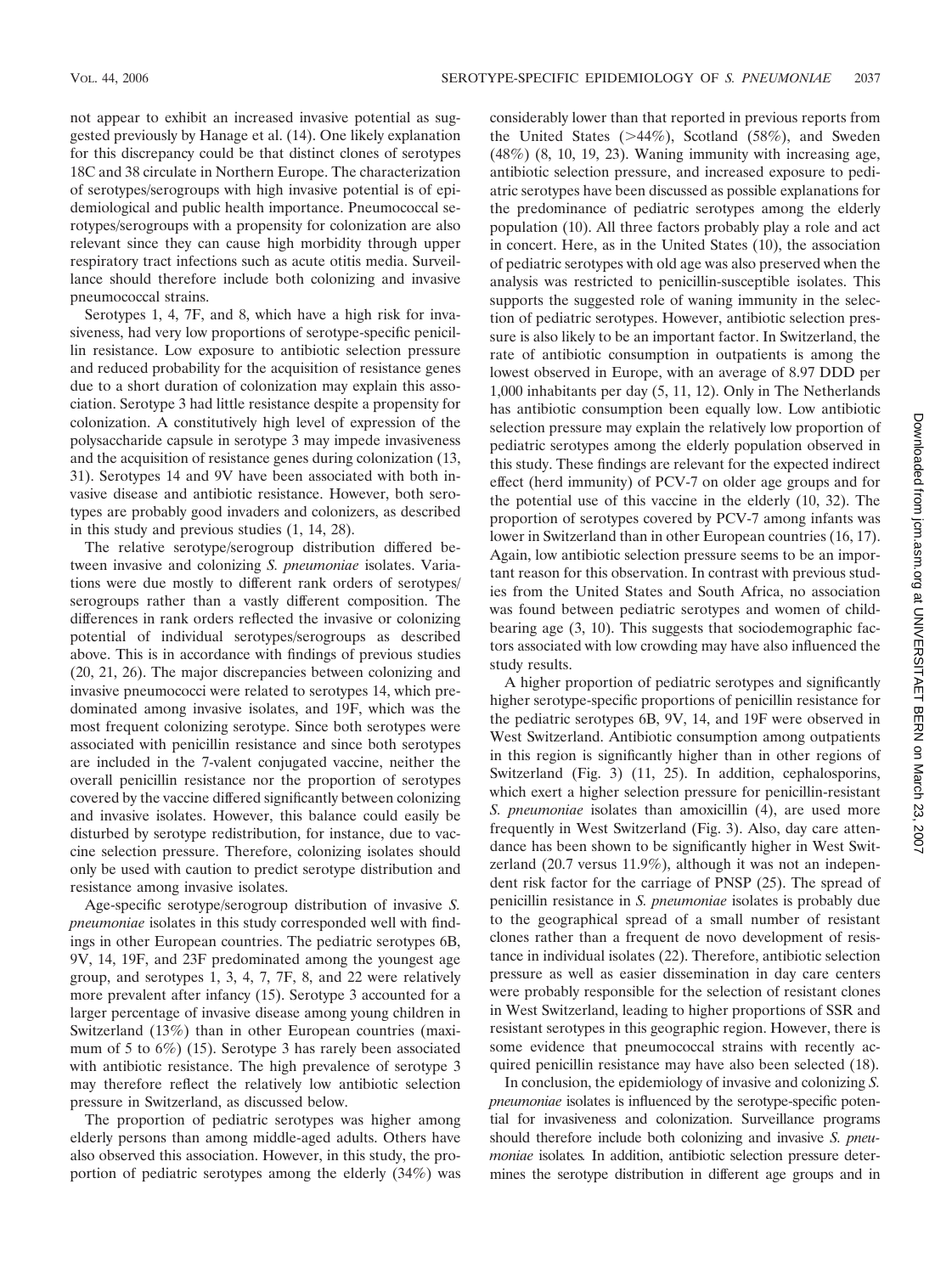not appear to exhibit an increased invasive potential as suggested previously by Hanage et al. (14). One likely explanation for this discrepancy could be that distinct clones of serotypes 18C and 38 circulate in Northern Europe. The characterization of serotypes/serogroups with high invasive potential is of epidemiological and public health importance. Pneumococcal serotypes/serogroups with a propensity for colonization are also relevant since they can cause high morbidity through upper respiratory tract infections such as acute otitis media. Surveillance should therefore include both colonizing and invasive pneumococcal strains.

Serotypes 1, 4, 7F, and 8, which have a high risk for invasiveness, had very low proportions of serotype-specific penicillin resistance. Low exposure to antibiotic selection pressure and reduced probability for the acquisition of resistance genes due to a short duration of colonization may explain this association. Serotype 3 had little resistance despite a propensity for colonization. A constitutively high level of expression of the polysaccharide capsule in serotype 3 may impede invasiveness and the acquisition of resistance genes during colonization (13, 31). Serotypes 14 and 9V have been associated with both invasive disease and antibiotic resistance. However, both serotypes are probably good invaders and colonizers, as described in this study and previous studies (1, 14, 28).

The relative serotype/serogroup distribution differed between invasive and colonizing *S. pneumoniae* isolates. Variations were due mostly to different rank orders of serotypes/serogroups rather than a vastly different composition. The differences in rank orders reflected the invasive or colonizing potential of individual serotypes/serogroups as described above. This is in accordance with findings of previous studies (20, 21, 26). The major discrepancies between colonizing and invasive pneumococci were related to serotypes 14, which predominated among invasive isolates, and 19F, which was the most frequent colonizing serotype. Since both serotypes were associated with penicillin resistance and since both serotypes are included in the 7-valent conjugated vaccine, neither the overall penicillin resistance nor the proportion of serotypes covered by the vaccine differed significantly between colonizing and invasive isolates. However, this balance could easily be disturbed by serotype redistribution, for instance, due to vaccine selection pressure. Therefore, colonizing isolates should only be used with caution to predict serotype distribution and resistance among invasive isolates.

Age-specific serotype/serogroup distribution of invasive *S. pneumoniae* isolates in this study corresponded well with findings in other European countries. The pediatric serotypes 6B, 9V, 14, 19F, and 23F predominated among the youngest age group, and serotypes 1, 3, 4, 7, 7F, 8, and 22 were relatively more prevalent after infancy (15). Serotype 3 accounted for a larger percentage of invasive disease among young children in Switzerland (13%) than in other European countries (maximum of 5 to 6%) (15). Serotype 3 has rarely been associated with antibiotic resistance. The high prevalence of serotype 3 may therefore reflect the relatively low antibiotic selection pressure in Switzerland, as discussed below.

The proportion of pediatric serotypes was higher among elderly persons than among middle-aged adults. Others have also observed this association. However, in this study, the proportion of pediatric serotypes among the elderly (34%) was considerably lower than that reported in previous reports from the United States (>44%), Scotland (58%), and Sweden (48%) (8, 10, 19, 23). Waning immunity with increasing age, antibiotic selection pressure, and increased exposure to pediatric serotypes have been discussed as possible explanations for the predominance of pediatric serotypes among the elderly population (10). All three factors probably play a role and act in concert. Here, as in the United States (10), the association of pediatric serotypes with old age was also preserved when the analysis was restricted to penicillin-susceptible isolates. This supports the suggested role of waning immunity in the selection of pediatric serotypes. However, antibiotic selection pressure is also likely to be an important factor. In Switzerland, the rate of antibiotic consumption in outpatients is among the lowest observed in Europe, with an average of 8.97 DDD per 1,000 inhabitants per day (5, 11, 12). Only in The Netherlands has antibiotic consumption been equally low. Low antibiotic selection pressure may explain the relatively low proportion of pediatric serotypes among the elderly population observed in this study. These findings are relevant for the expected indirect effect (herd immunity) of PCV-7 on older age groups and for the potential use of this vaccine in the elderly (10, 32). The proportion of serotypes covered by PCV-7 among infants was lower in Switzerland than in other European countries (16, 17). Again, low antibiotic selection pressure seems to be an important reason for this observation. In contrast with previous studies from the United States and South Africa, no association was found between pediatric serotypes and women of childbearing age (3, 10). This suggests that sociodemographic factors associated with low crowding may have also influenced the study results.

A higher proportion of pediatric serotypes and significantly higher serotype-specific proportions of penicillin resistance for the pediatric serotypes 6B, 9V, 14, and 19F were observed in West Switzerland. Antibiotic consumption among outpatients in this region is significantly higher than in other regions of Switzerland (Fig. 3) (11, 25). In addition, cephalosporins, which exert a higher selection pressure for penicillin-resistant *S. pneumoniae* isolates than amoxicillin (4), are used more frequently in West Switzerland (Fig. 3). Also, day care attendance has been shown to be significantly higher in West Switzerland (20.7 versus 11.9%), although it was not an independent risk factor for the carriage of PNSP (25). The spread of penicillin resistance in *S. pneumoniae* isolates is probably due to the geographical spread of a small number of resistant clones rather than a frequent de novo development of resistance in individual isolates (22). Therefore, antibiotic selection pressure as well as easier dissemination in day care centers were probably responsible for the selection of resistant clones in West Switzerland, leading to higher proportions of SSR and resistant serotypes in this geographic region. However, there is some evidence that pneumococcal strains with recently acquired penicillin resistance may have also been selected (18).

In conclusion, the epidemiology of invasive and colonizing *S. pneumoniae* isolates is influenced by the serotype-specific potential for invasiveness and colonization. Surveillance programs should therefore include both colonizing and invasive *S. pneumoniae* isolates. In addition, antibiotic selection pressure determines the serotype distribution in different age groups and in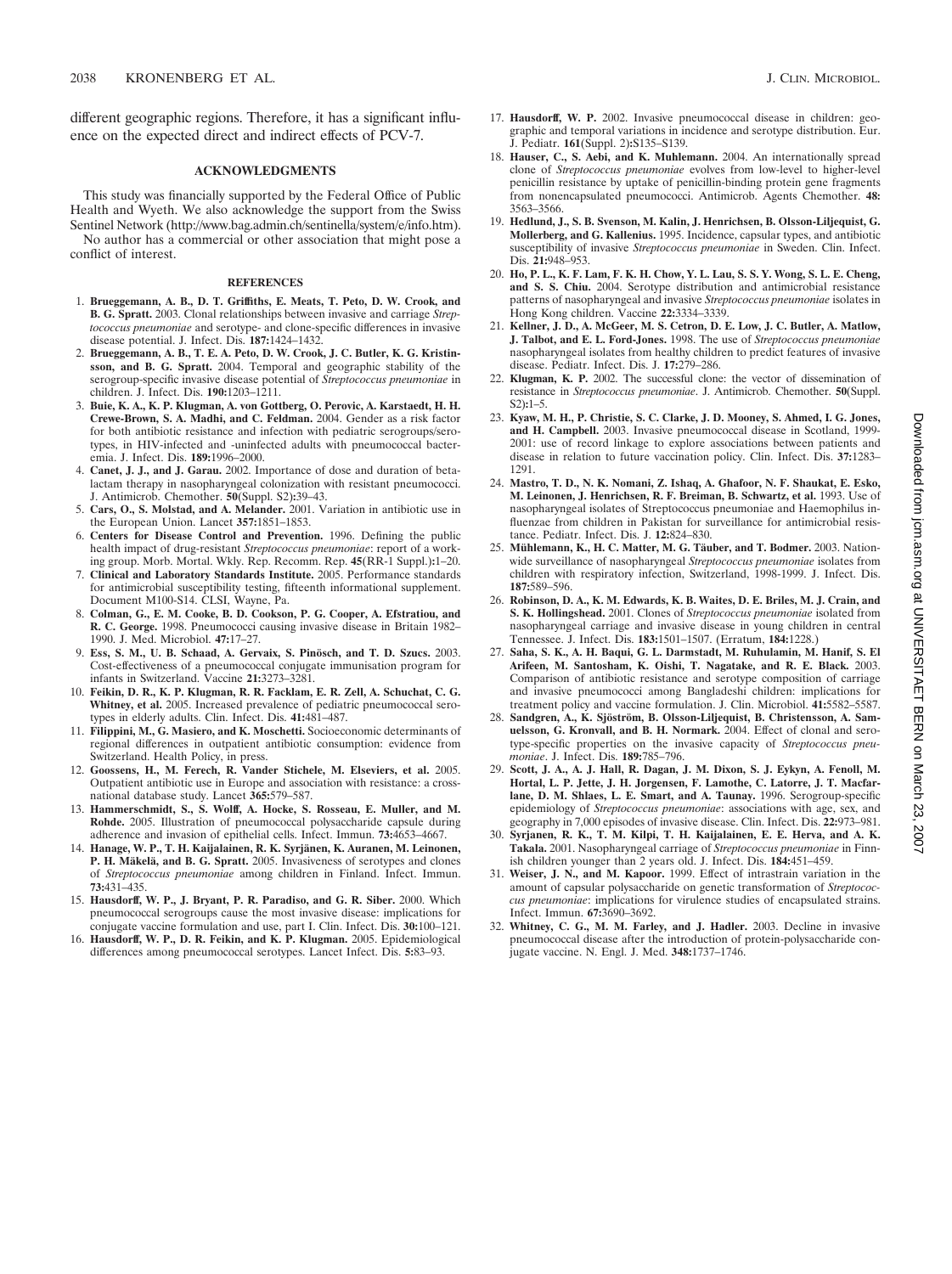different geographic regions. Therefore, it has a significant influence on the expected direct and indirect effects of PCV-7.

## ACKNOWLEDGMENTS

This study was financially supported by the Federal Office of Public Health and Wyeth. We also acknowledge the support from the Swiss Sentinel Network (http://www.bag.admin.ch/sentinella/system/e/info.htm).

No author has a commercial or other association that might pose a conflict of interest.

## REFERENCES

1. **Brueggemann, A. B., D. T. Griffiths, E. Meats, T. Peto, D. W. Crook, and B. G. Spratt.** 2003. Clonal relationships between invasive and carriage *Streptococcus pneumoniae* and serotype- and clone-specific differences in invasive disease potential. J. Infect. Dis. **187:**1424–1432.
2. **Brueggemann, A. B., T. E. A. Peto, D. W. Crook, J. C. Butler, K. G. Kristinsson, and B. G. Spratt.** 2004. Temporal and geographic stability of the serogroup-specific invasive disease potential of *Streptococcus pneumoniae* in children. J. Infect. Dis. **190:**1203–1211.
3. **Buie, K. A., K. P. Klugman, A. von Gottberg, O. Perovic, A. Karstaedt, H. H. Crewe-Brown, S. A. Madhi, and C. Feldman.** 2004. Gender as a risk factor for both antibiotic resistance and infection with pediatric serogroups/serotypes, in HIV-infected and -uninfected adults with pneumococcal bacteremia. J. Infect. Dis. **189:**1996–2000.
4. **Canet, J. J., and J. Garau.** 2002. Importance of dose and duration of betalactam therapy in nasopharyngeal colonization with resistant pneumococci. J. Antimicrob. Chemother. **50**(Suppl. S2)**:**39–43.
5. **Cars, O., S. Molstad, and A. Melander.** 2001. Variation in antibiotic use in the European Union. Lancet **357:**1851–1853.
6. **Centers for Disease Control and Prevention.** 1996. Defining the public health impact of drug-resistant *Streptococcus pneumoniae*: report of a working group. Morb. Mortal. Wkly. Rep. Recomm. Rep. **45**(RR-1 Suppl.)**:**1–20.
7. **Clinical and Laboratory Standards Institute.** 2005. Performance standards for antimicrobial susceptibility testing, fifteenth informational supplement. Document M100-S14. CLSI, Wayne, Pa.
8. **Colman, G., E. M. Cooke, B. D. Cookson, P. G. Cooper, A. Efstratiou, and R. C. George.** 1998. Pneumococci causing invasive disease in Britain 1982–1990. J. Med. Microbiol. **47:**17–27.
9. **Ess, S. M., U. B. Schaad, A. Gervaix, S. Pinösch, and T. D. Szucs.** 2003. Cost-effectiveness of a pneumococcal conjugate immunisation program for infants in Switzerland. Vaccine **21:**3273–3281.
10. **Feikin, D. R., K. P. Klugman, R. R. Facklam, E. R. Zell, A. Schuchat, C. G. Whitney, et al.** 2005. Increased prevalence of pediatric pneumococcal serotypes in elderly adults. Clin. Infect. Dis. **41:**481–487.
11. **Filippini, M., G. Masiero, and K. Moschetti.** Socioeconomic determinants of regional differences in outpatient antibiotic consumption: evidence from Switzerland. Health Policy, in press.
12. **Goossens, H., M. Ferech, R. Vander Stichele, M. Elseviers, et al.** 2005. Outpatient antibiotic use in Europe and association with resistance: a cross-national database study. Lancet **365:**579–587.
13. **Hammerschmidt, S., S. Wolff, A. Hocke, S. Rosseau, E. Muller, and M. Rohde.** 2005. Illustration of pneumococcal polysaccharide capsule during adherence and invasion of epithelial cells. Infect. Immun. **73:**4653–4667.
14. **Hanage, W. P., T. H. Kaijalainen, R. K. Syrjänen, K. Auranen, M. Leinonen, P. H. Mäkelä, and B. G. Spratt.** 2005. Invasiveness of serotypes and clones of *Streptococcus pneumoniae* among children in Finland. Infect. Immun. **73:**431–435.
15. **Hausdorff, W. P., J. Bryant, P. R. Paradiso, and G. R. Siber.** 2000. Which pneumococcal serogroups cause the most invasive disease: implications for conjugate vaccine formulation and use, part I. Clin. Infect. Dis. **30:**100–121.
16. **Hausdorff, W. P., D. R. Feikin, and K. P. Klugman.** 2005. Epidemiological differences among pneumococcal serotypes. Lancet Infect. Dis. **5:**83–93.
17. **Hausdorff, W. P.** 2002. Invasive pneumococcal disease in children: geographic and temporal variations in incidence and serotype distribution. Eur. J. Pediatr. **161**(Suppl. 2)**:**S135–S139.
18. **Hauser, C., S. Aebi, and K. Muhlemann.** 2004. An internationally spread clone of *Streptococcus pneumoniae* evolves from low-level to higher-level penicillin resistance by uptake of penicillin-binding protein gene fragments from nonencapsulated pneumococci. Antimicrob. Agents Chemother. **48:** 3563–3566.
19. **Hedlund, J., S. B. Svenson, M. Kalin, J. Henrichsen, B. Olsson-Liljequist, G. Mollerberg, and G. Kallenius.** 1995. Incidence, capsular types, and antibiotic susceptibility of invasive *Streptococcus pneumoniae* in Sweden. Clin. Infect. Dis. **21:**948–953.
20. **Ho, P. L., K. F. Lam, F. K. H. Chow, Y. L. Lau, S. S. Y. Wong, S. L. E. Cheng, and S. S. Chiu.** 2004. Serotype distribution and antimicrobial resistance patterns of nasopharyngeal and invasive *Streptococcus pneumoniae* isolates in Hong Kong children. Vaccine **22:**3334–3339.
21. **Kellner, J. D., A. McGeer, M. S. Cetron, D. E. Low, J. C. Butler, A. Matlow, J. Talbot, and E. L. Ford-Jones.** 1998. The use of *Streptococcus pneumoniae* nasopharyngeal isolates from healthy children to predict features of invasive disease. Pediatr. Infect. Dis. J. **17:**279–286.
22. **Klugman, K. P.** 2002. The successful clone: the vector of dissemination of resistance in *Streptococcus pneumoniae*. J. Antimicrob. Chemother. **50**(Suppl. S2)**:**1–5.
23. **Kyaw, M. H., P. Christie, S. C. Clarke, J. D. Mooney, S. Ahmed, I. G. Jones, and H. Campbell.** 2003. Invasive pneumococcal disease in Scotland, 1999-2001: use of record linkage to explore associations between patients and disease in relation to future vaccination policy. Clin. Infect. Dis. **37:**1283–1291.
24. **Mastro, T. D., N. K. Nomani, Z. Ishaq, A. Ghafoor, N. F. Shaukat, E. Esko, M. Leinonen, J. Henrichsen, R. F. Breiman, B. Schwartz, et al.** 1993. Use of nasopharyngeal isolates of Streptococcus pneumoniae and Haemophilus influenzae from children in Pakistan for surveillance for antimicrobial resistance. Pediatr. Infect. Dis. J. **12:**824–830.
25. **Mühlemann, K., H. C. Matter, M. G. Täuber, and T. Bodmer.** 2003. Nationwide surveillance of nasopharyngeal *Streptococcus pneumoniae* isolates from children with respiratory infection, Switzerland, 1998-1999. J. Infect. Dis. **187:**589–596.
26. **Robinson, D. A., K. M. Edwards, K. B. Waites, D. E. Briles, M. J. Crain, and S. K. Hollingshead.** 2001. Clones of *Streptococcus pneumoniae* isolated from nasopharyngeal carriage and invasive disease in young children in central Tennessee. J. Infect. Dis. **183:**1501–1507. (Erratum, **184:**1228.)
27. **Saha, S. K., A. H. Baqui, G. L. Darmstadt, M. Ruhulamin, M. Hanif, S. El Arifeen, M. Santosham, K. Oishi, T. Nagatake, and R. E. Black.** 2003. Comparison of antibiotic resistance and serotype composition of carriage and invasive pneumococci among Bangladeshi children: implications for treatment policy and vaccine formulation. J. Clin. Microbiol. **41:**5582–5587.
28. **Sandgren, A., K. Sjöström, B. Olsson-Liljequist, B. Christensson, A. Samuelsson, G. Kronvall, and B. H. Normark.** 2004. Effect of clonal and serotype-specific properties on the invasive capacity of *Streptococcus pneumoniae*. J. Infect. Dis. **189:**785–796.
29. **Scott, J. A., A. J. Hall, R. Dagan, J. M. Dixon, S. J. Eykyn, A. Fenoll, M. Hortal, L. P. Jette, J. H. Jorgensen, F. Lamothe, C. Latorre, J. T. Macfarlane, D. M. Shlaes, L. E. Smart, and A. Taunay.** 1996. Serogroup-specific epidemiology of *Streptococcus pneumoniae*: associations with age, sex, and geography in 7,000 episodes of invasive disease. Clin. Infect. Dis. **22:**973–981.
30. **Syrjanen, R. K., T. M. Kilpi, T. H. Kaijalainen, E. E. Herva, and A. K. Takala.** 2001. Nasopharyngeal carriage of *Streptococcus pneumoniae* in Finnish children younger than 2 years old. J. Infect. Dis. **184:**451–459.
31. **Weiser, J. N., and M. Kapoor.** 1999. Effect of intrastrain variation in the amount of capsular polysaccharide on genetic transformation of *Streptococcus pneumoniae*: implications for virulence studies of encapsulated strains. Infect. Immun. **67:**3690–3692.
32. **Whitney, C. G., M. M. Farley, and J. Hadler.** 2003. Decline in invasive pneumococcal disease after the introduction of protein-polysaccharide conjugate vaccine. N. Engl. J. Med. **348:**1737–1746.